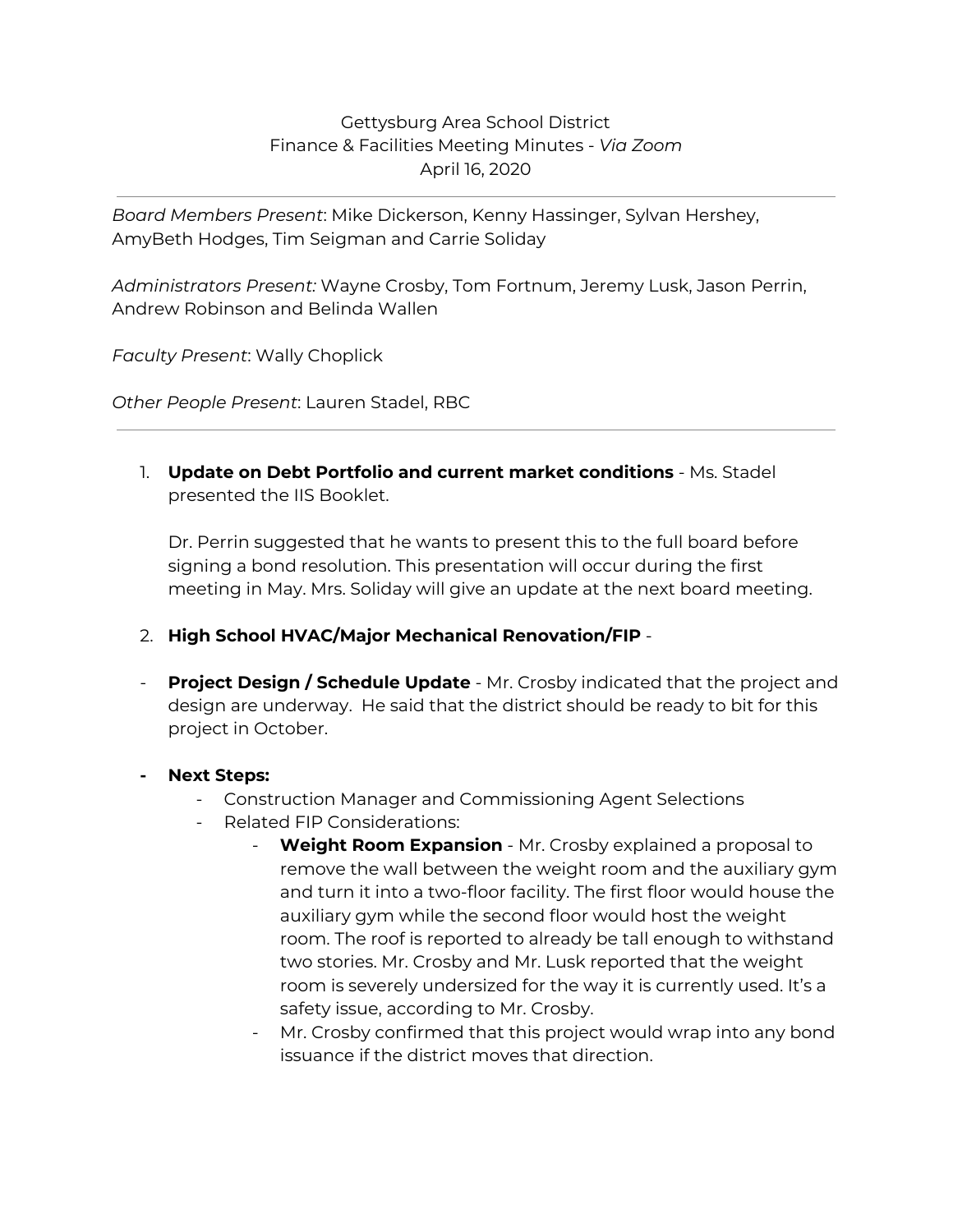Gettysburg Area School District
Finance & Facilities Meeting Minutes - *Via Zoom*
April 16, 2020

---

*Board Members Present*: Mike Dickerson, Kenny Hassinger, Sylvan Hershey, AmyBeth Hodges, Tim Seigman and Carrie Soliday

*Administrators Present:* Wayne Crosby, Tom Fortnum, Jeremy Lusk, Jason Perrin, Andrew Robinson and Belinda Wallen

*Faculty Present*: Wally Choplick

*Other People Present*: Lauren Stadel, RBC

---

1. **Update on Debt Portfolio and current market conditions** - Ms. Stadel presented the IIS Booklet.

   Dr. Perrin suggested that he wants to present this to the full board before signing a bond resolution. This presentation will occur during the first meeting in May. Mrs. Soliday will give an update at the next board meeting.

2. **High School HVAC/Major Mechanical Renovation/FIP** -

- **Project Design / Schedule Update** - Mr. Crosby indicated that the project and design are underway. He said that the district should be ready to bit for this project in October.

- **Next Steps:**
    - Construction Manager and Commissioning Agent Selections
    - Related FIP Considerations:
        - **Weight Room Expansion** - Mr. Crosby explained a proposal to remove the wall between the weight room and the auxiliary gym and turn it into a two-floor facility. The first floor would house the auxiliary gym while the second floor would host the weight room. The roof is reported to already be tall enough to withstand two stories. Mr. Crosby and Mr. Lusk reported that the weight room is severely undersized for the way it is currently used. It's a safety issue, according to Mr. Crosby.
        - Mr. Crosby confirmed that this project would wrap into any bond issuance if the district moves that direction.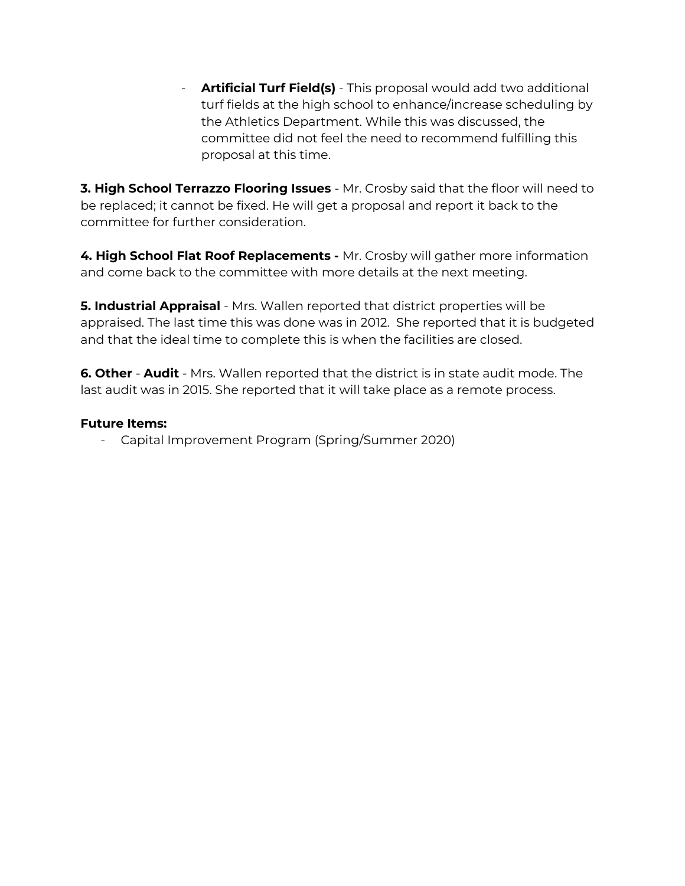- **Artificial Turf Field(s)** - This proposal would add two additional turf fields at the high school to enhance/increase scheduling by the Athletics Department. While this was discussed, the committee did not feel the need to recommend fulfilling this proposal at this time.

**3. High School Terrazzo Flooring Issues** - Mr. Crosby said that the floor will need to be replaced; it cannot be fixed. He will get a proposal and report it back to the committee for further consideration.

**4. High School Flat Roof Replacements -** Mr. Crosby will gather more information and come back to the committee with more details at the next meeting.

**5. Industrial Appraisal** - Mrs. Wallen reported that district properties will be appraised. The last time this was done was in 2012. She reported that it is budgeted and that the ideal time to complete this is when the facilities are closed.

**6. Other** - **Audit** - Mrs. Wallen reported that the district is in state audit mode. The last audit was in 2015. She reported that it will take place as a remote process.

**Future Items:**

- Capital Improvement Program (Spring/Summer 2020)